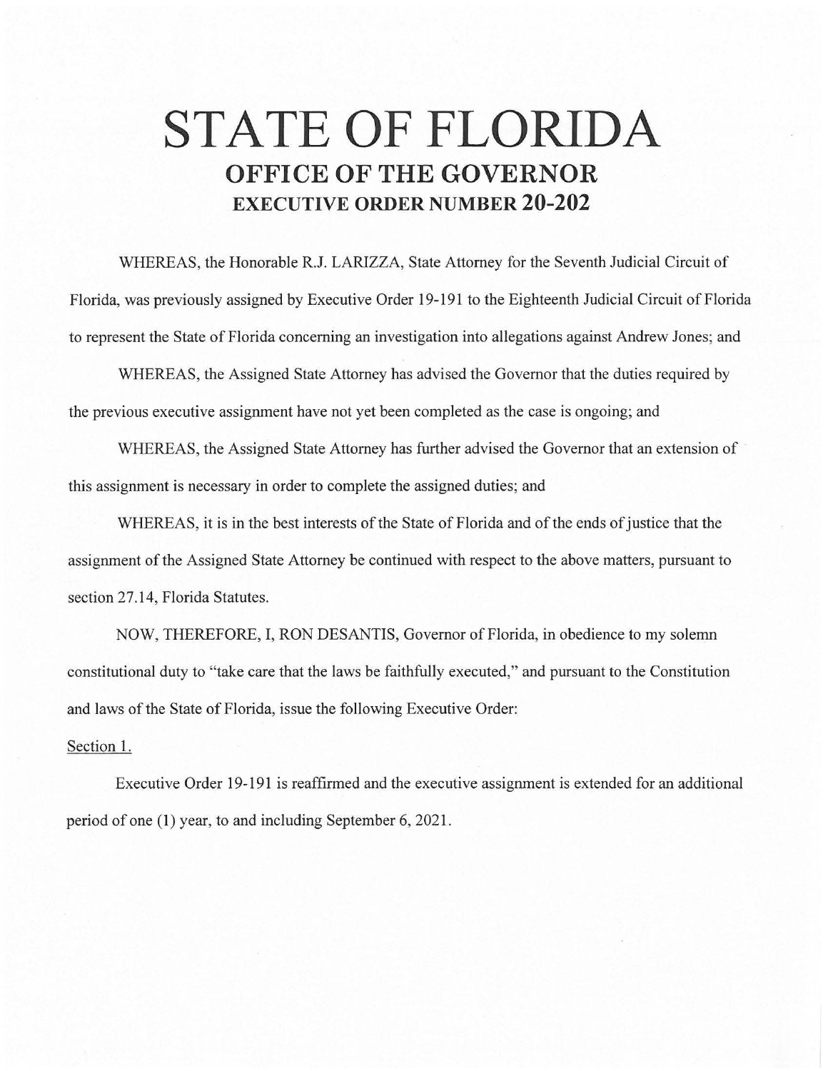# STATE OF FLORIDA
## OFFICE OF THE GOVERNOR
### EXECUTIVE ORDER NUMBER 20-202

WHEREAS, the Honorable R.J. LARIZZA, State Attorney for the Seventh Judicial Circuit of Florida, was previously assigned by Executive Order 19-191 to the Eighteenth Judicial Circuit of Florida to represent the State of Florida concerning an investigation into allegations against Andrew Jones; and

WHEREAS, the Assigned State Attorney has advised the Governor that the duties required by the previous executive assignment have not yet been completed as the case is ongoing; and

WHEREAS, the Assigned State Attorney has further advised the Governor that an extension of this assignment is necessary in order to complete the assigned duties; and

WHEREAS, it is in the best interests of the State of Florida and of the ends of justice that the assignment of the Assigned State Attorney be continued with respect to the above matters, pursuant to section 27.14, Florida Statutes.

NOW, THEREFORE, I, RON DESANTIS, Governor of Florida, in obedience to my solemn constitutional duty to "take care that the laws be faithfully executed," and pursuant to the Constitution and laws of the State of Florida, issue the following Executive Order:

Section 1.

Executive Order 19-191 is reaffirmed and the executive assignment is extended for an additional period of one (1) year, to and including September 6, 2021.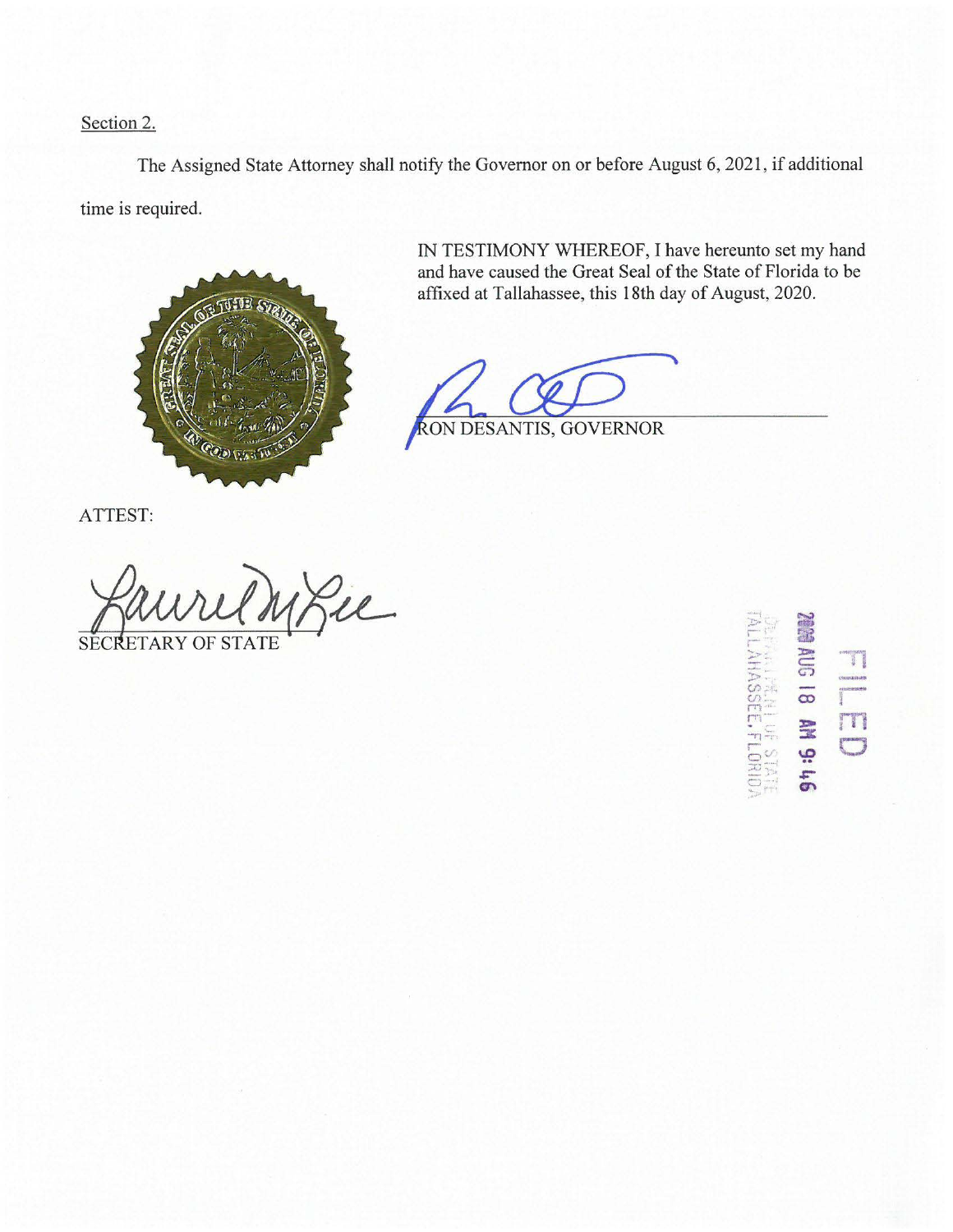Section 2.

The Assigned State Attorney shall notify the Governor on or before August 6, 2021, if additional time is required.

IN TESTIMONY WHEREOF, I have hereunto set my hand and have caused the Great Seal of the State of Florida to be affixed at Tallahassee, this 18th day of August, 2020.

RON DESANTIS, GOVERNOR

ATTEST:

SECRETARY OF STATE

FILED

2020 AUG 18 AM 9:46

DEPARTMENT OF STATE
TALLAHASSEE, FLORIDA